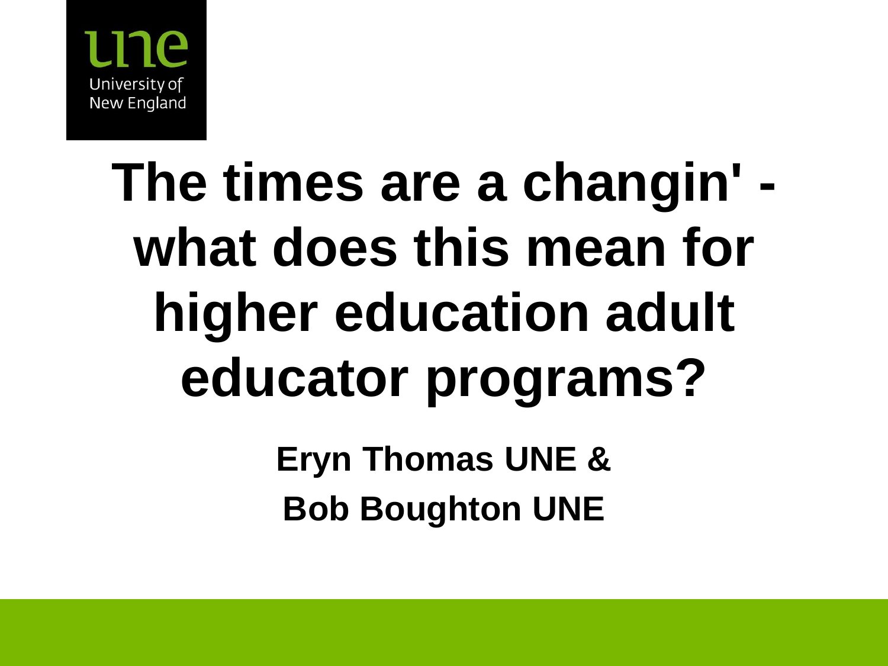# The times are a changin' - what does this mean for higher education adult educator programs?

**Eryn Thomas UNE &**

**Bob Boughton UNE**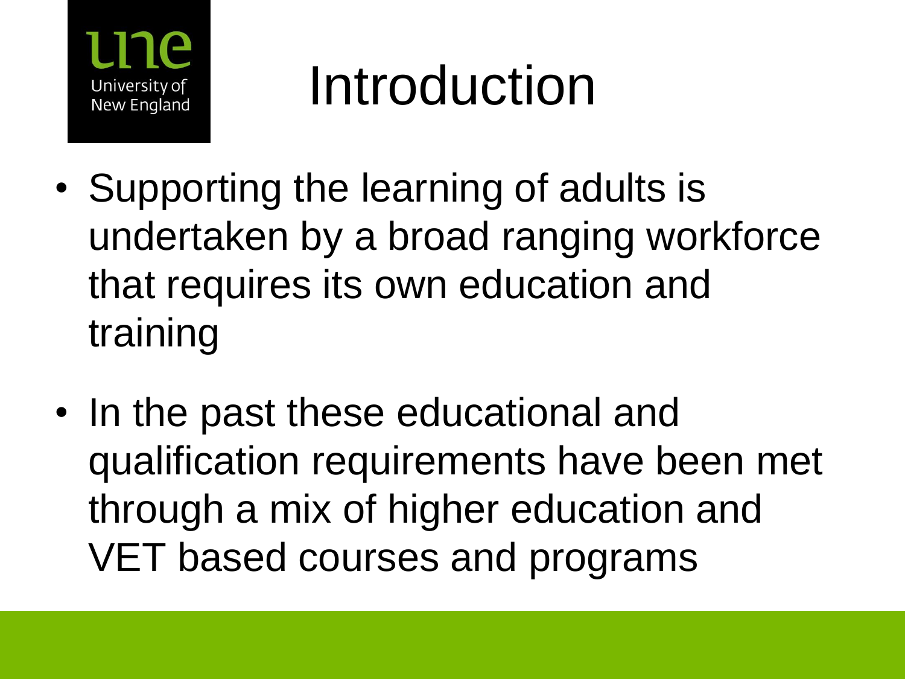# Introduction

- Supporting the learning of adults is undertaken by a broad ranging workforce that requires its own education and training
- In the past these educational and qualification requirements have been met through a mix of higher education and VET based courses and programs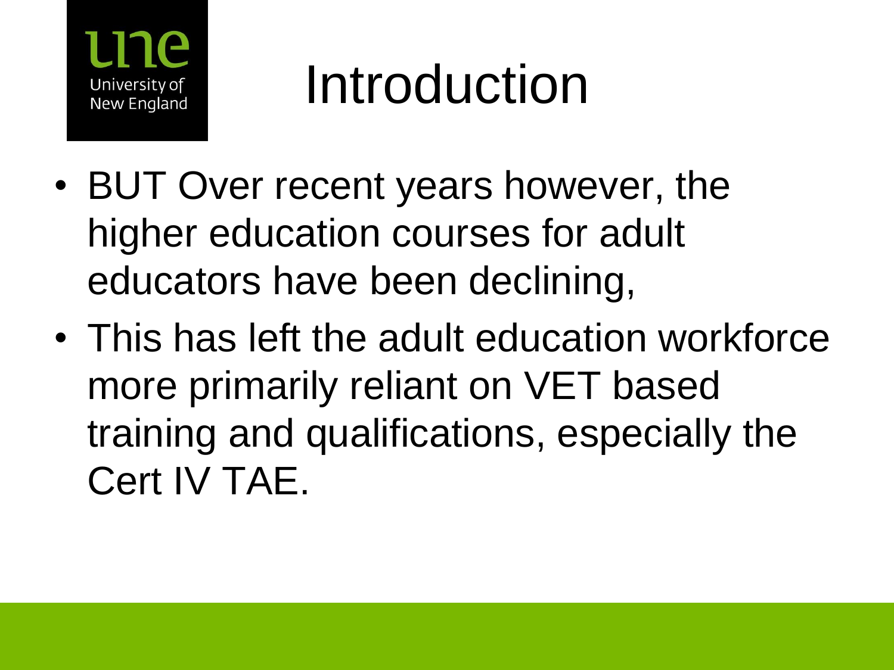# Introduction

- BUT Over recent years however, the higher education courses for adult educators have been declining,
- This has left the adult education workforce more primarily reliant on VET based training and qualifications, especially the Cert IV TAE.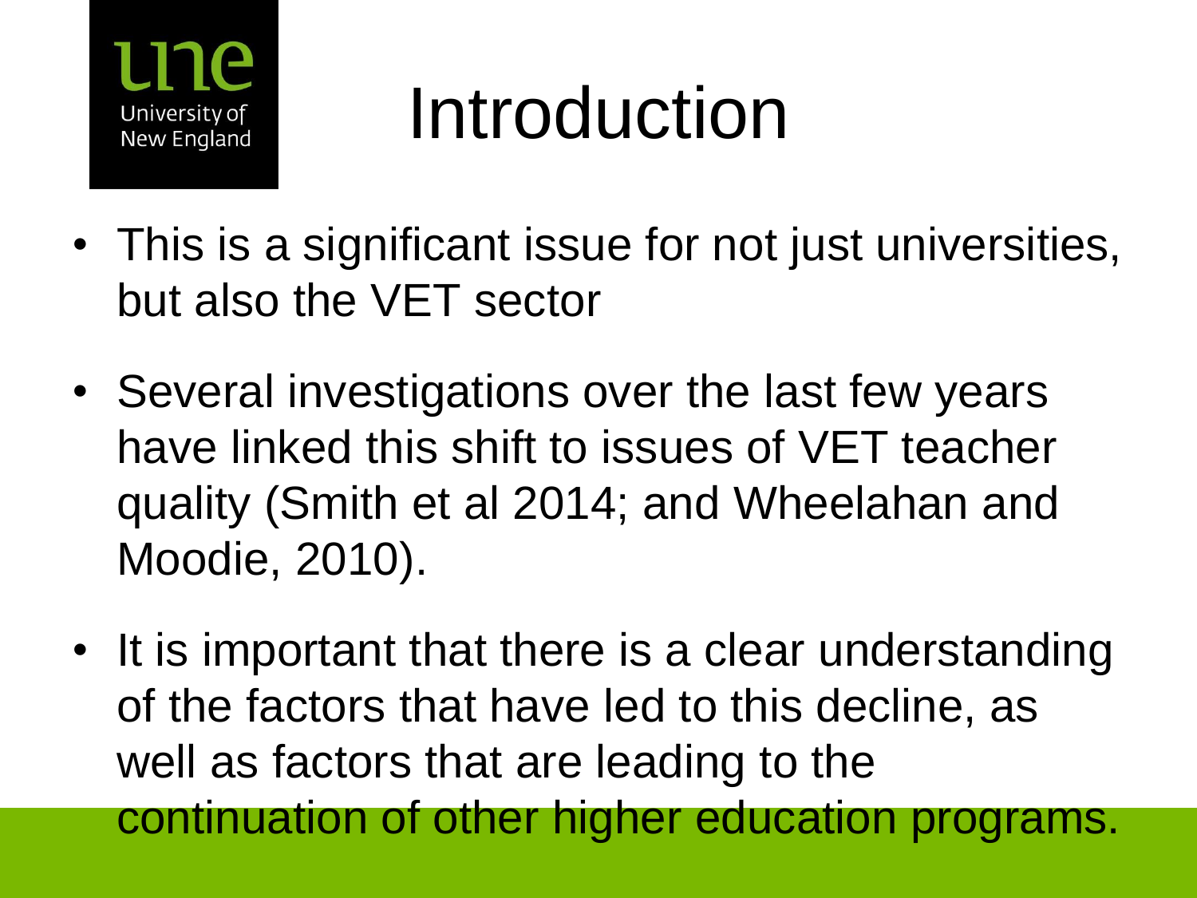# Introduction

- This is a significant issue for not just universities, but also the VET sector
- Several investigations over the last few years have linked this shift to issues of VET teacher quality (Smith et al 2014; and Wheelahan and Moodie, 2010).
- It is important that there is a clear understanding of the factors that have led to this decline, as well as factors that are leading to the continuation of other higher education programs.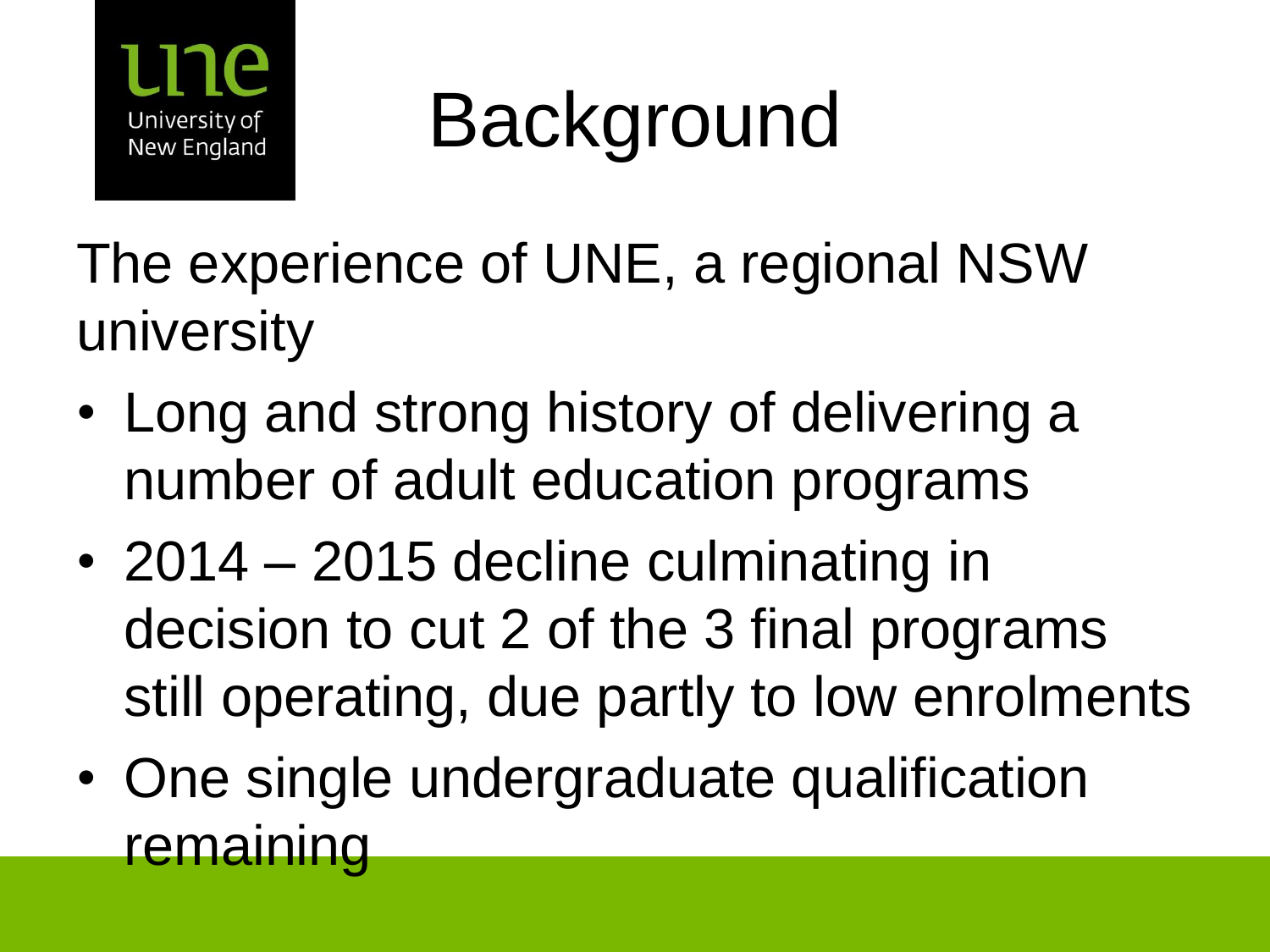# Background

The experience of UNE, a regional NSW university

- Long and strong history of delivering a number of adult education programs
- 2014 – 2015 decline culminating in decision to cut 2 of the 3 final programs still operating, due partly to low enrolments
- One single undergraduate qualification remaining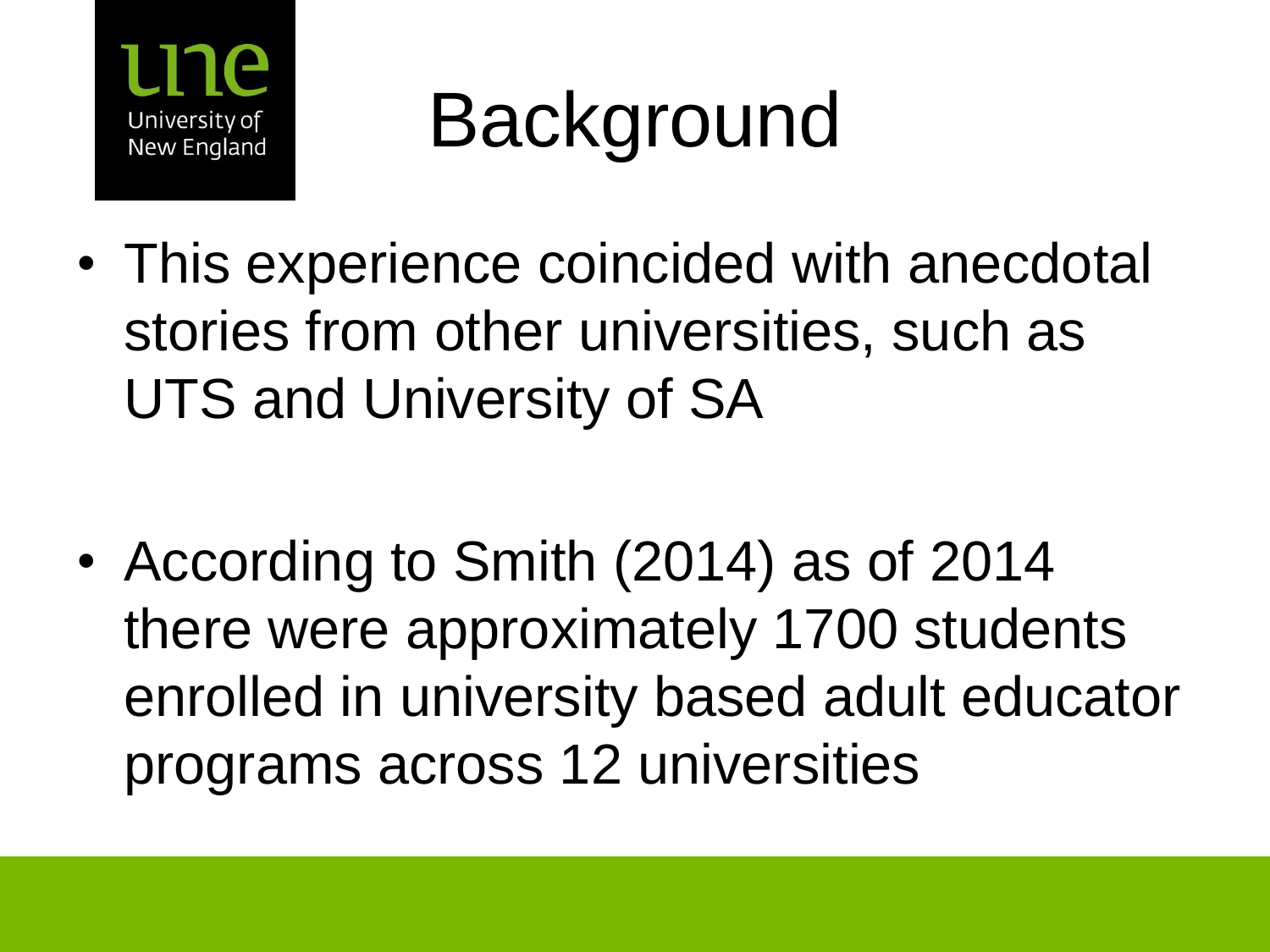# Background

- This experience coincided with anecdotal stories from other universities, such as UTS and University of SA
- According to Smith (2014) as of 2014 there were approximately 1700 students enrolled in university based adult educator programs across 12 universities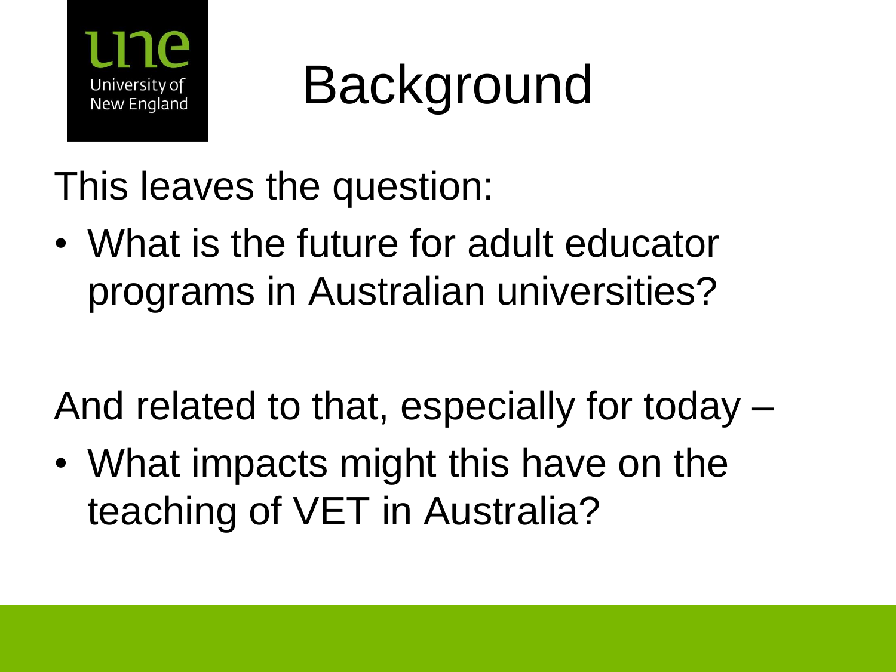# Background

This leaves the question:

- What is the future for adult educator programs in Australian universities?

And related to that, especially for today –

- What impacts might this have on the teaching of VET in Australia?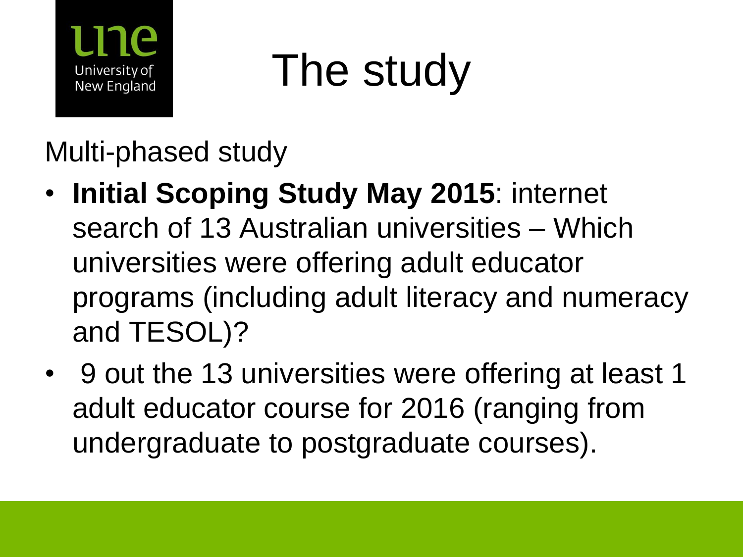# The study

Multi-phased study

- **Initial Scoping Study May 2015**: internet search of 13 Australian universities – Which universities were offering adult educator programs (including adult literacy and numeracy and TESOL)?
- 9 out the 13 universities were offering at least 1 adult educator course for 2016 (ranging from undergraduate to postgraduate courses).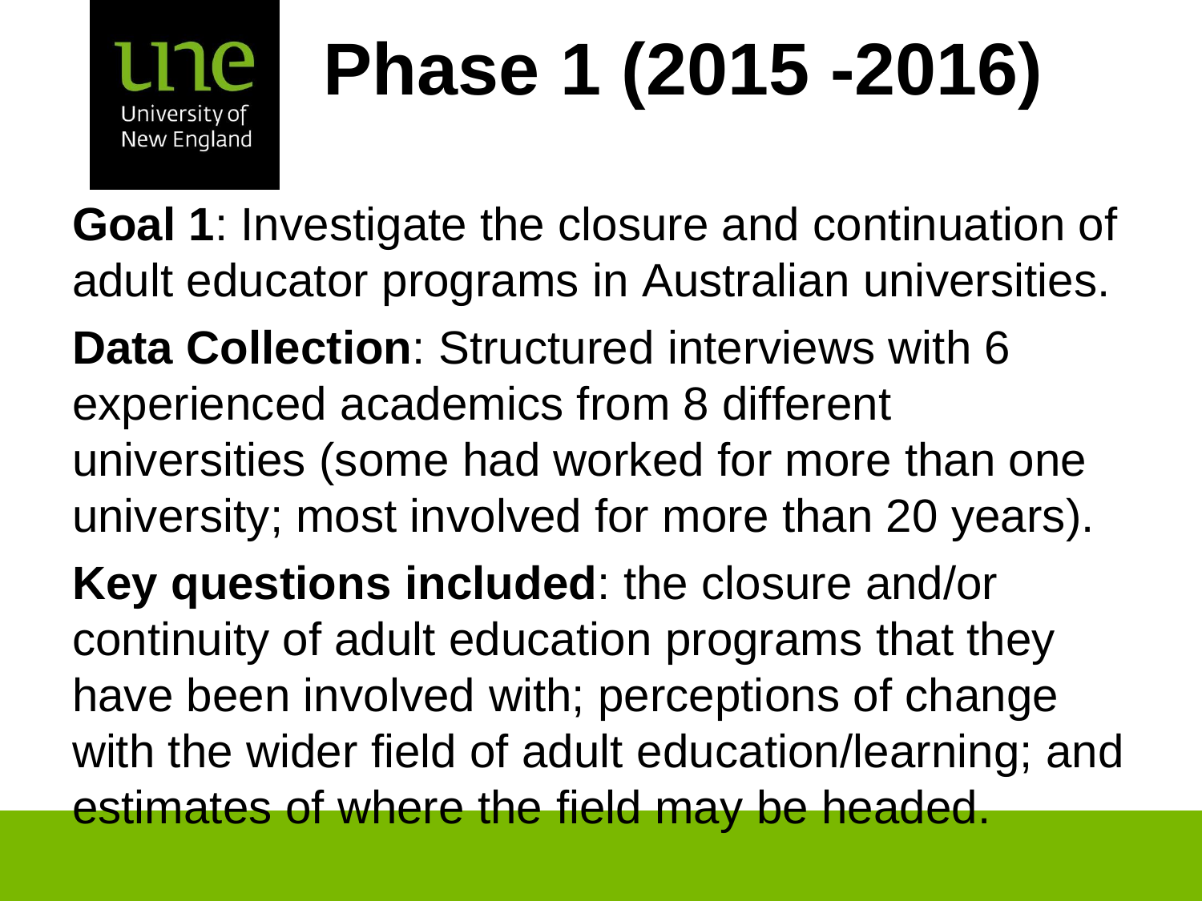# Phase 1 (2015 -2016)

**Goal 1**: Investigate the closure and continuation of adult educator programs in Australian universities.

**Data Collection**: Structured interviews with 6 experienced academics from 8 different universities (some had worked for more than one university; most involved for more than 20 years).

**Key questions included**: the closure and/or continuity of adult education programs that they have been involved with; perceptions of change with the wider field of adult education/learning; and estimates of where the field may be headed.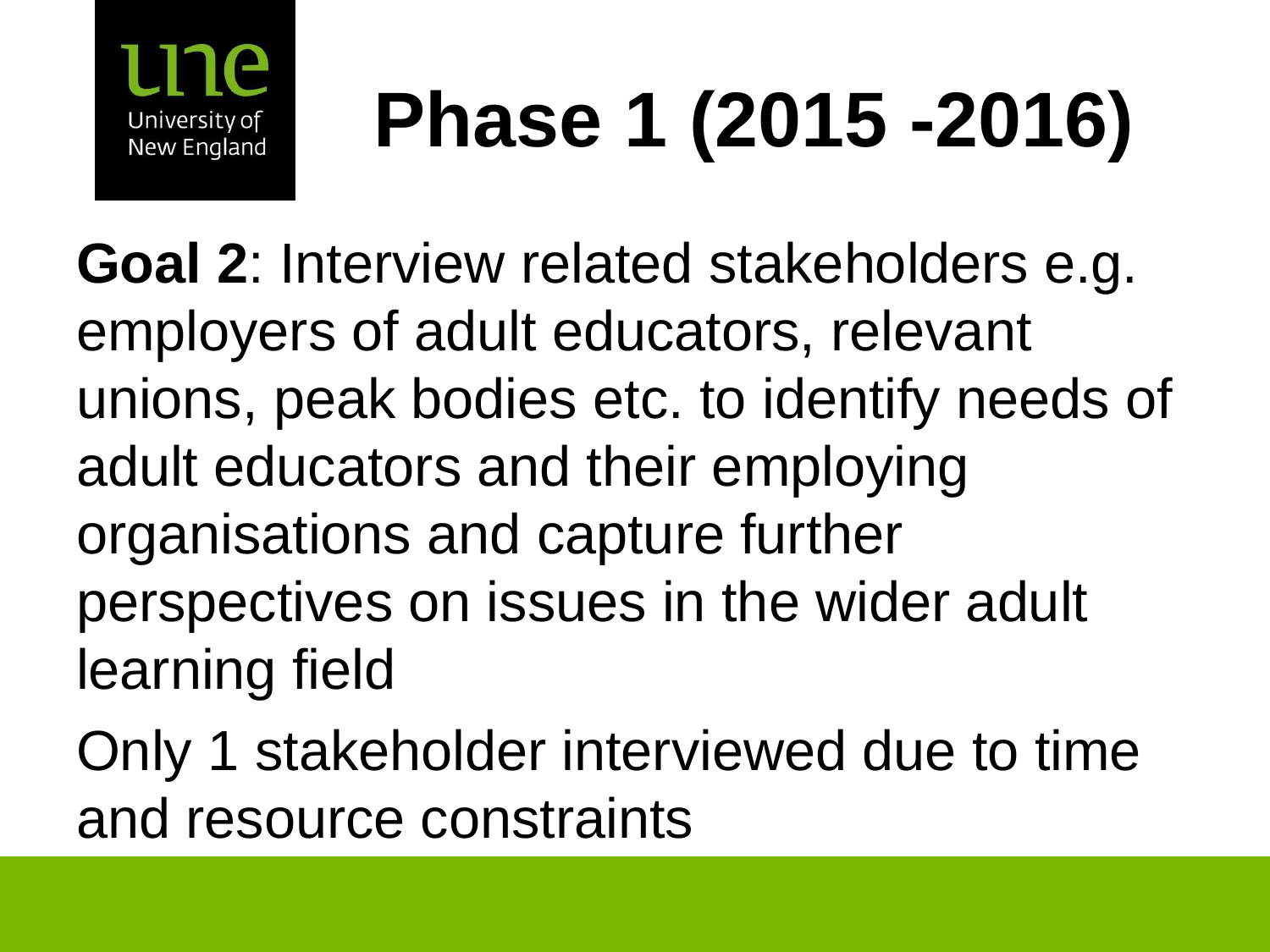# Phase 1 (2015 -2016)

**Goal 2**: Interview related stakeholders e.g. employers of adult educators, relevant unions, peak bodies etc. to identify needs of adult educators and their employing organisations and capture further perspectives on issues in the wider adult learning field

Only 1 stakeholder interviewed due to time and resource constraints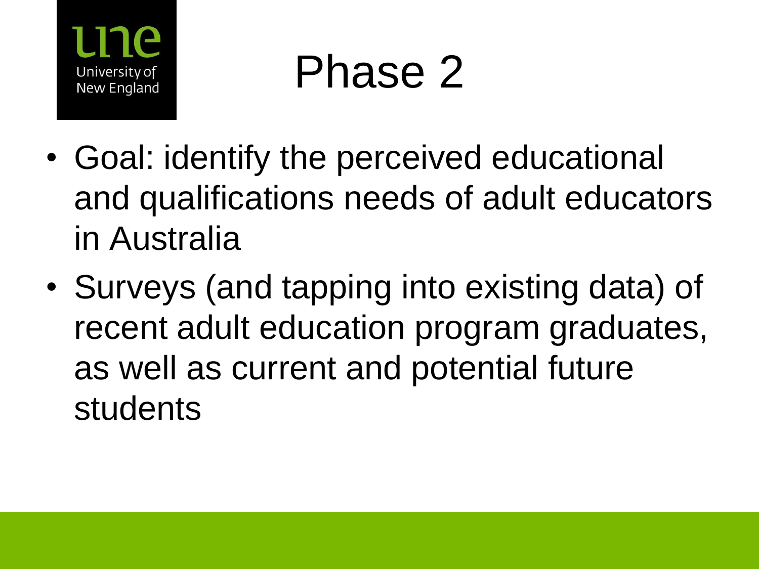# Phase 2

- Goal: identify the perceived educational and qualifications needs of adult educators in Australia
- Surveys (and tapping into existing data) of recent adult education program graduates, as well as current and potential future students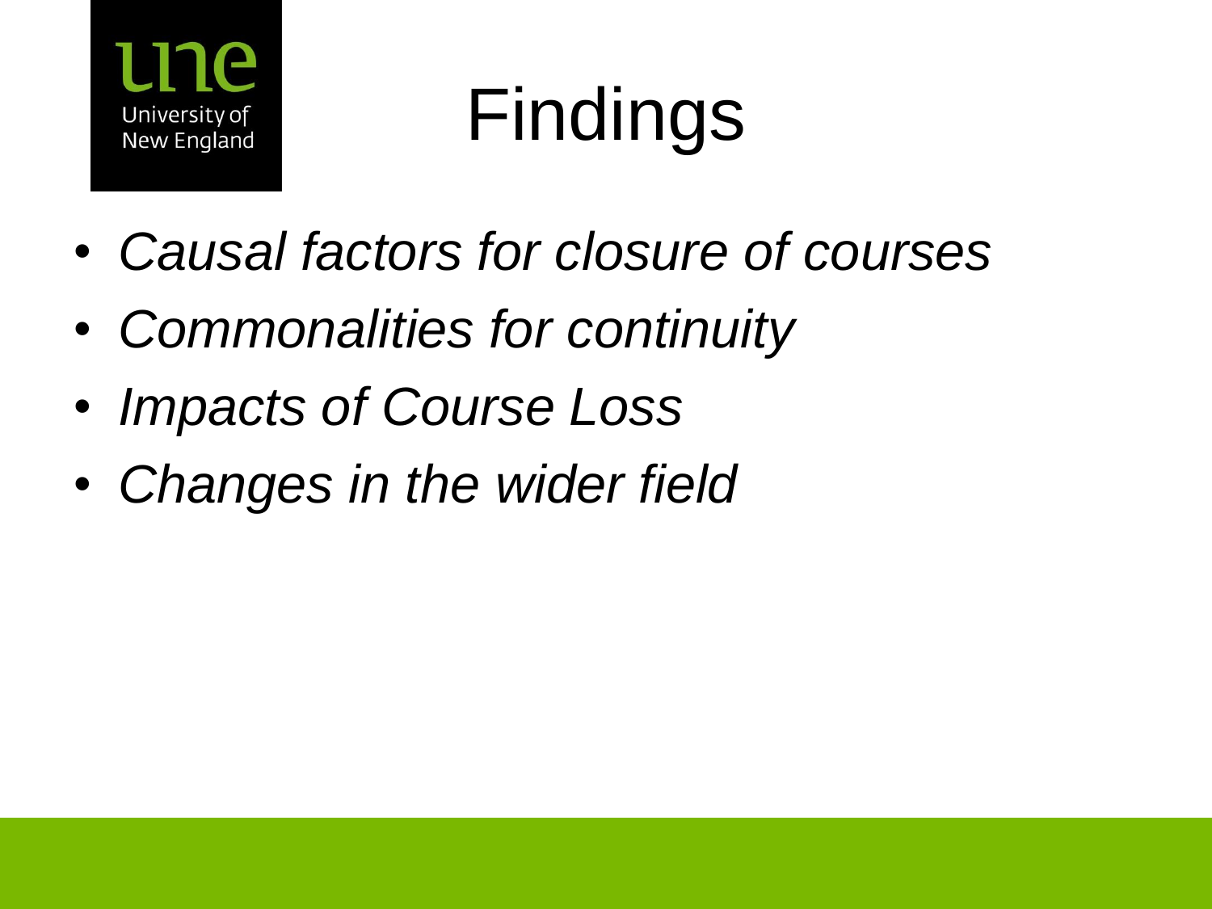# Findings

- *Causal factors for closure of courses*
- *Commonalities for continuity*
- *Impacts of Course Loss*
- *Changes in the wider field*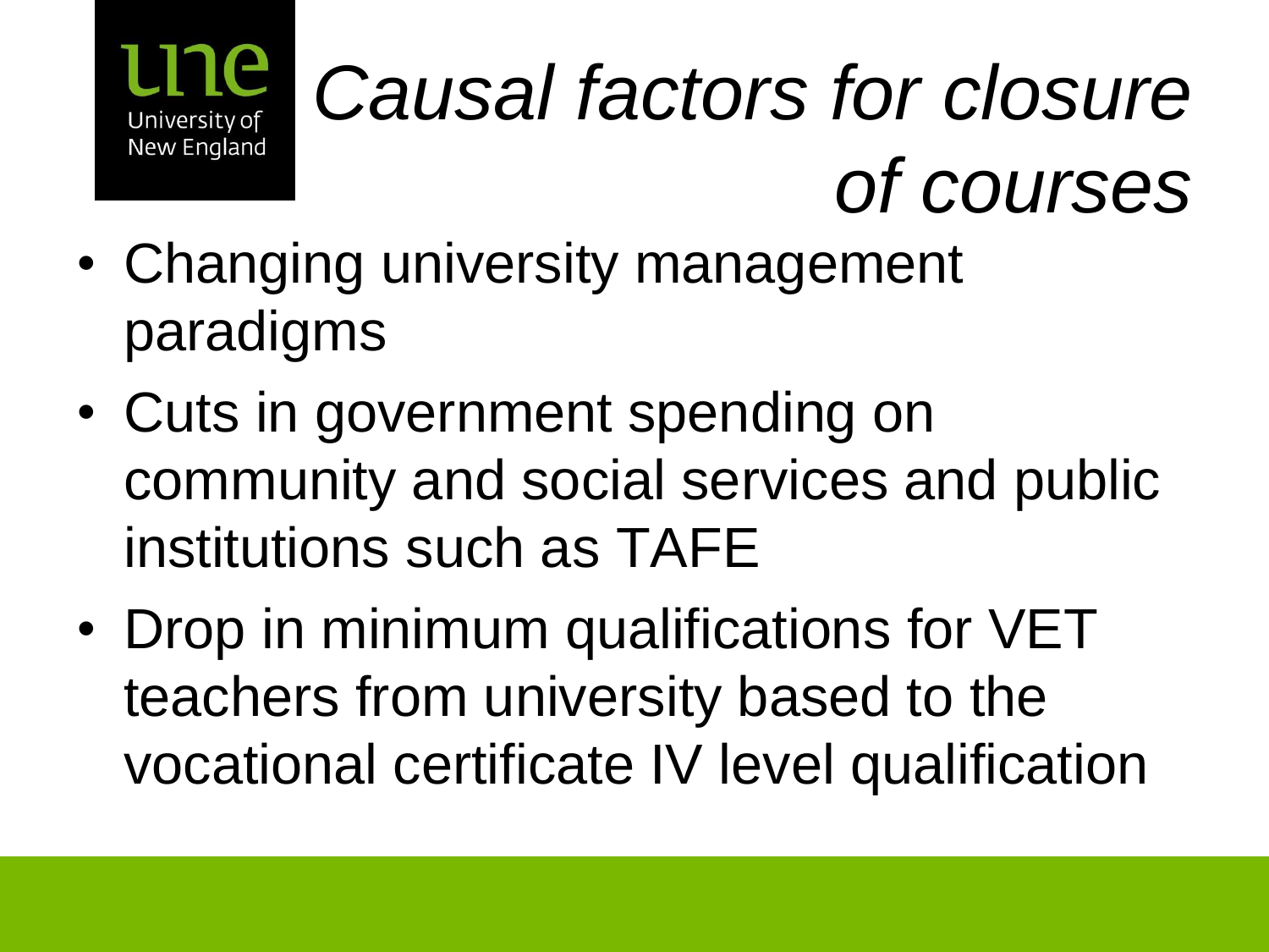# *Causal factors for closure of courses*

- Changing university management paradigms
- Cuts in government spending on community and social services and public institutions such as TAFE
- Drop in minimum qualifications for VET teachers from university based to the vocational certificate IV level qualification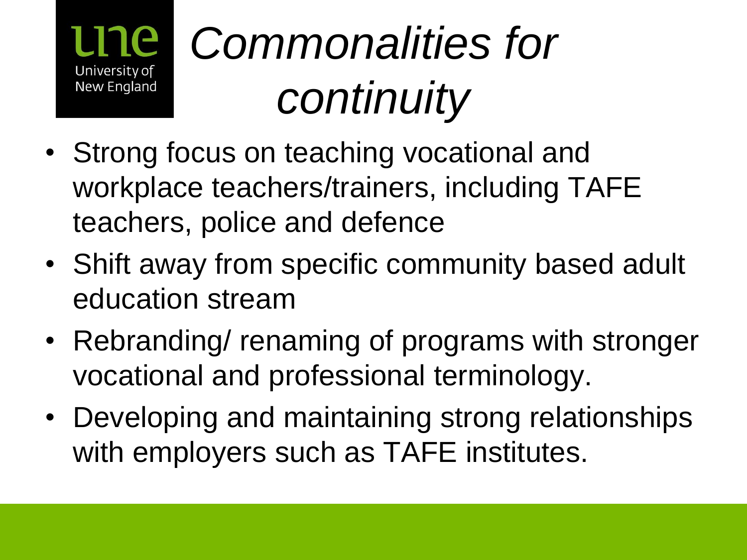# *Commonalities for continuity*

- Strong focus on teaching vocational and workplace teachers/trainers, including TAFE teachers, police and defence
- Shift away from specific community based adult education stream
- Rebranding/ renaming of programs with stronger vocational and professional terminology.
- Developing and maintaining strong relationships with employers such as TAFE institutes.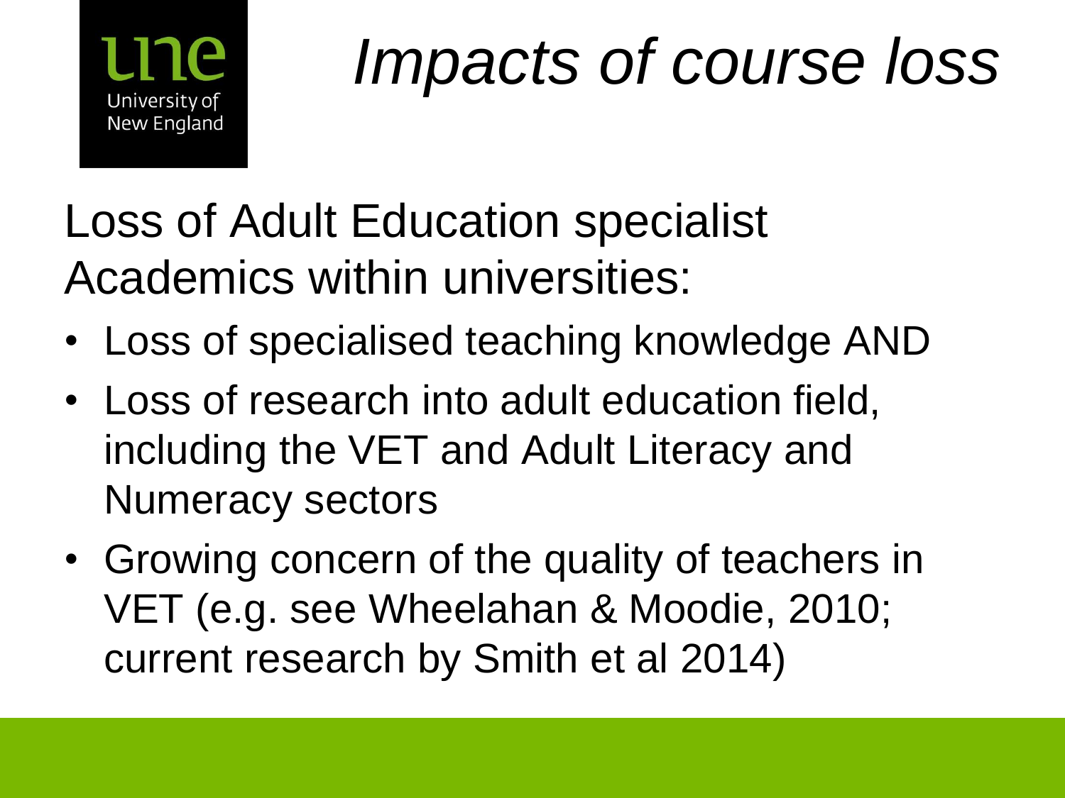# *Impacts of course loss*

Loss of Adult Education specialist Academics within universities:

- Loss of specialised teaching knowledge AND
- Loss of research into adult education field, including the VET and Adult Literacy and Numeracy sectors
- Growing concern of the quality of teachers in VET (e.g. see Wheelahan & Moodie, 2010; current research by Smith et al 2014)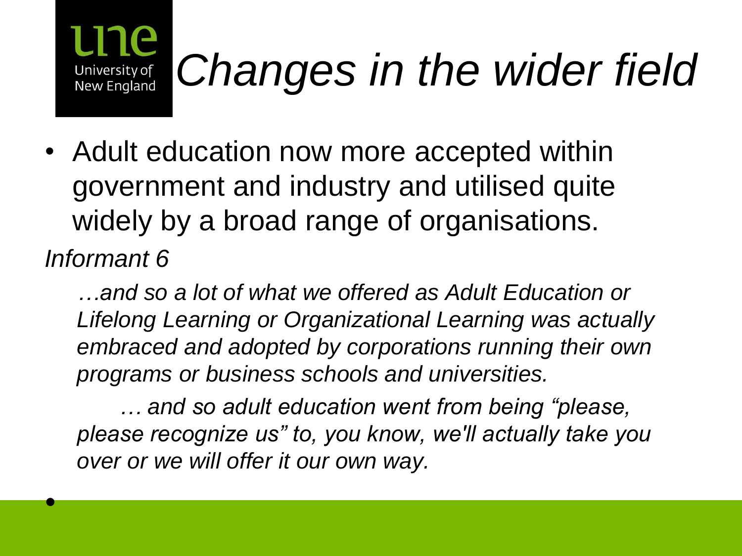# *Changes in the wider field*

- Adult education now more accepted within government and industry and utilised quite widely by a broad range of organisations.

*Informant 6*

> *…and so a lot of what we offered as Adult Education or Lifelong Learning or Organizational Learning was actually embraced and adopted by corporations running their own programs or business schools and universities.*
>
> *… and so adult education went from being "please, please recognize us" to, you know, we'll actually take you over or we will offer it our own way.*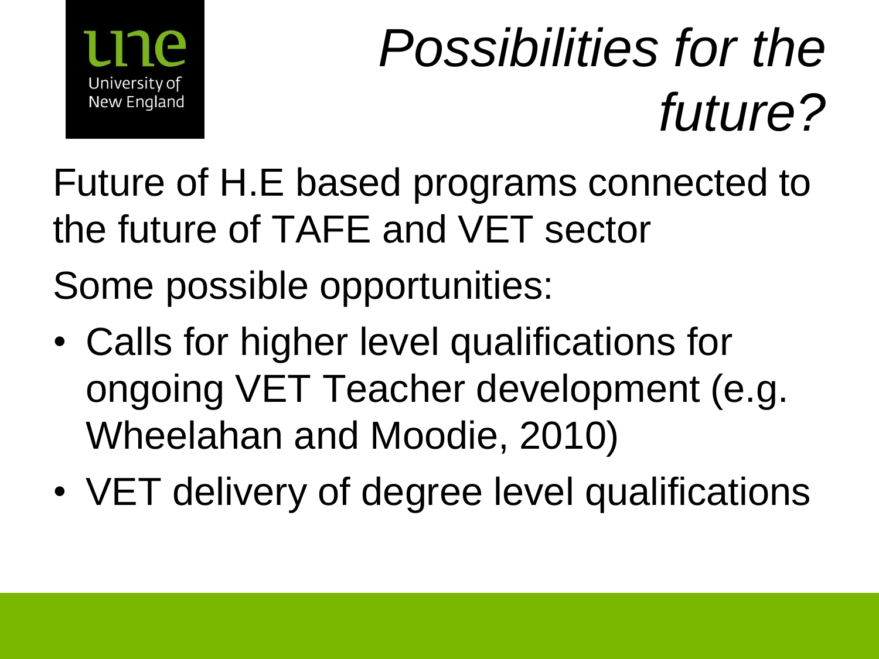# *Possibilities for the future?*

Future of H.E based programs connected to the future of TAFE and VET sector

Some possible opportunities:

- Calls for higher level qualifications for ongoing VET Teacher development (e.g. Wheelahan and Moodie, 2010)
- VET delivery of degree level qualifications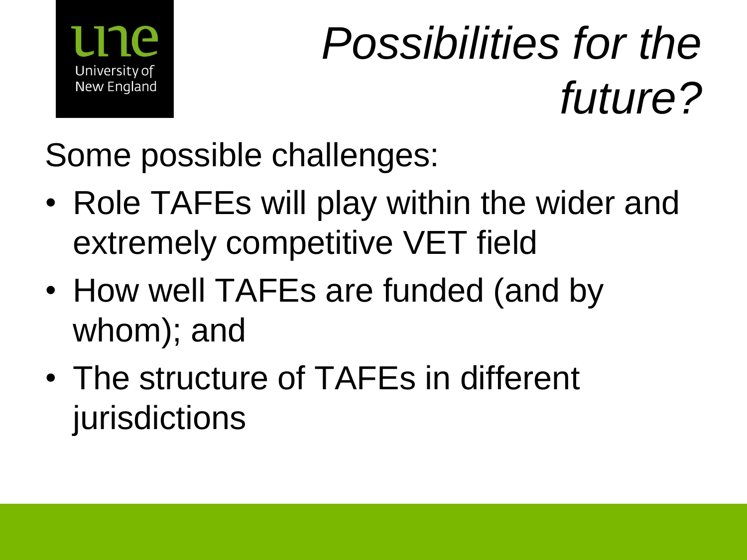# *Possibilities for the future?*

Some possible challenges:

- Role TAFEs will play within the wider and extremely competitive VET field
- How well TAFEs are funded (and by whom); and
- The structure of TAFEs in different jurisdictions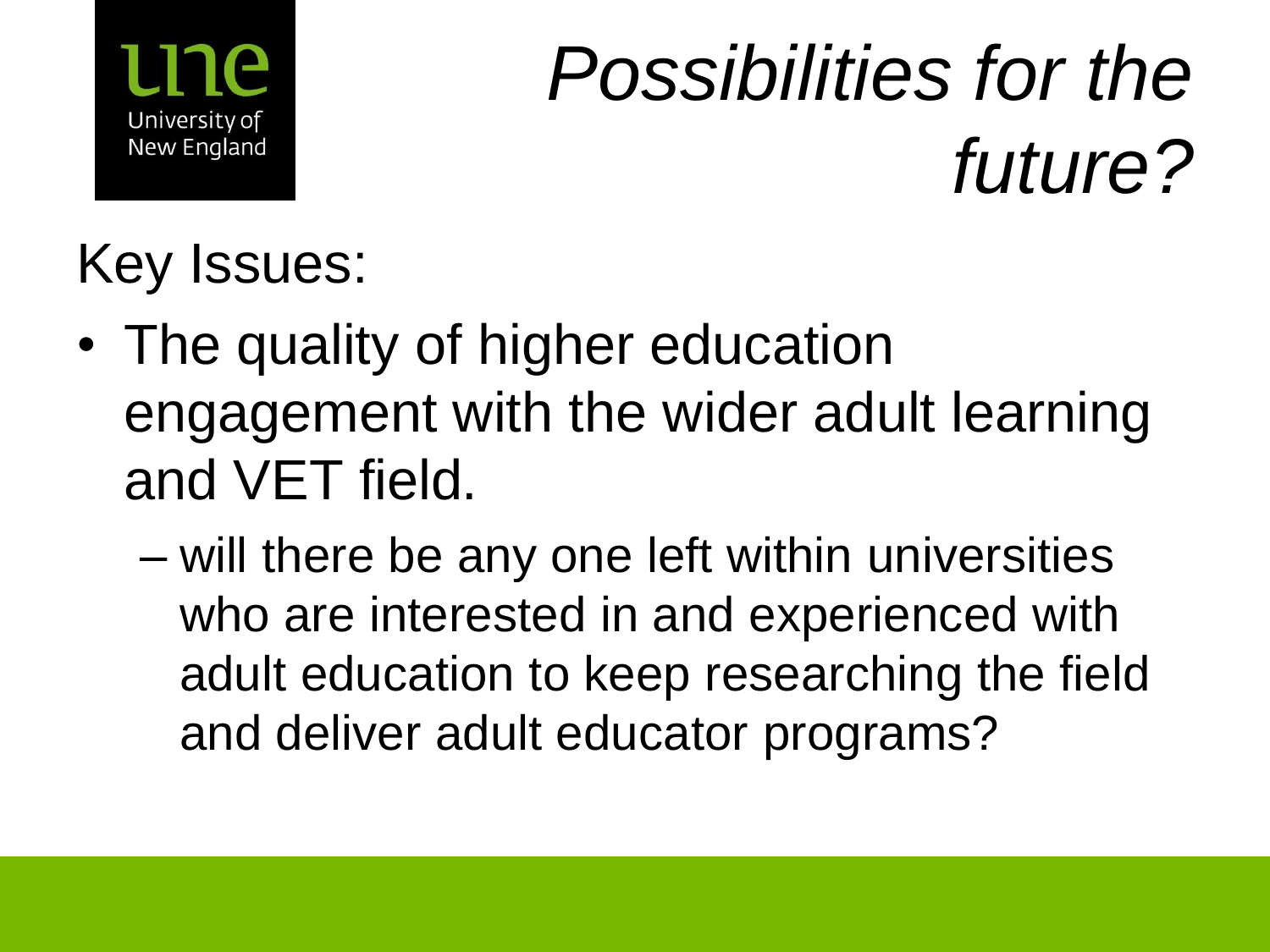# *Possibilities for the future?*

Key Issues:

- The quality of higher education engagement with the wider adult learning and VET field.
  - will there be any one left within universities who are interested in and experienced with adult education to keep researching the field and deliver adult educator programs?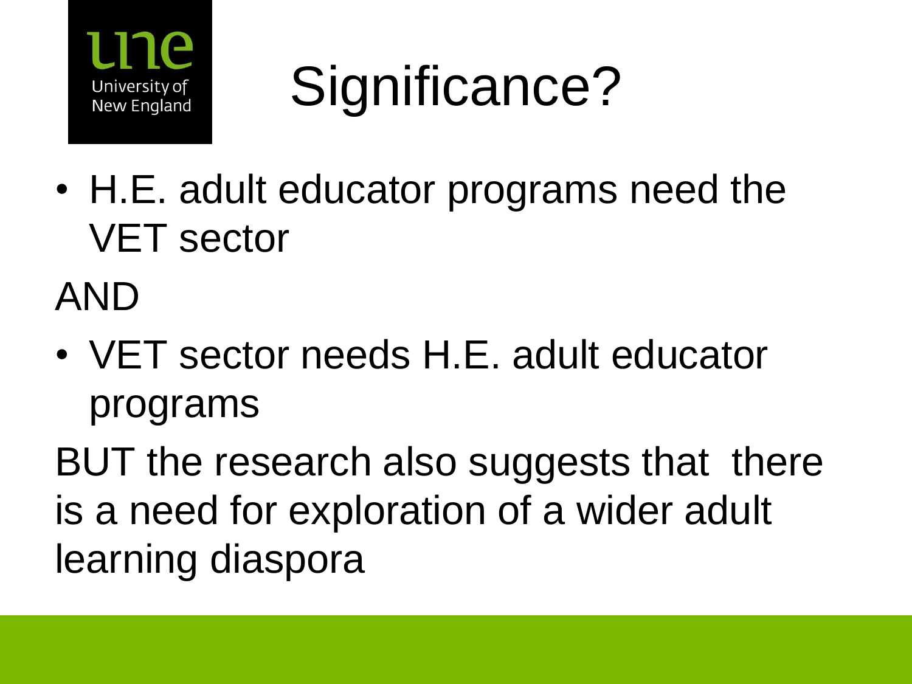# Significance?

- H.E. adult educator programs need the VET sector

AND

- VET sector needs H.E. adult educator programs

BUT the research also suggests that there is a need for exploration of a wider adult learning diaspora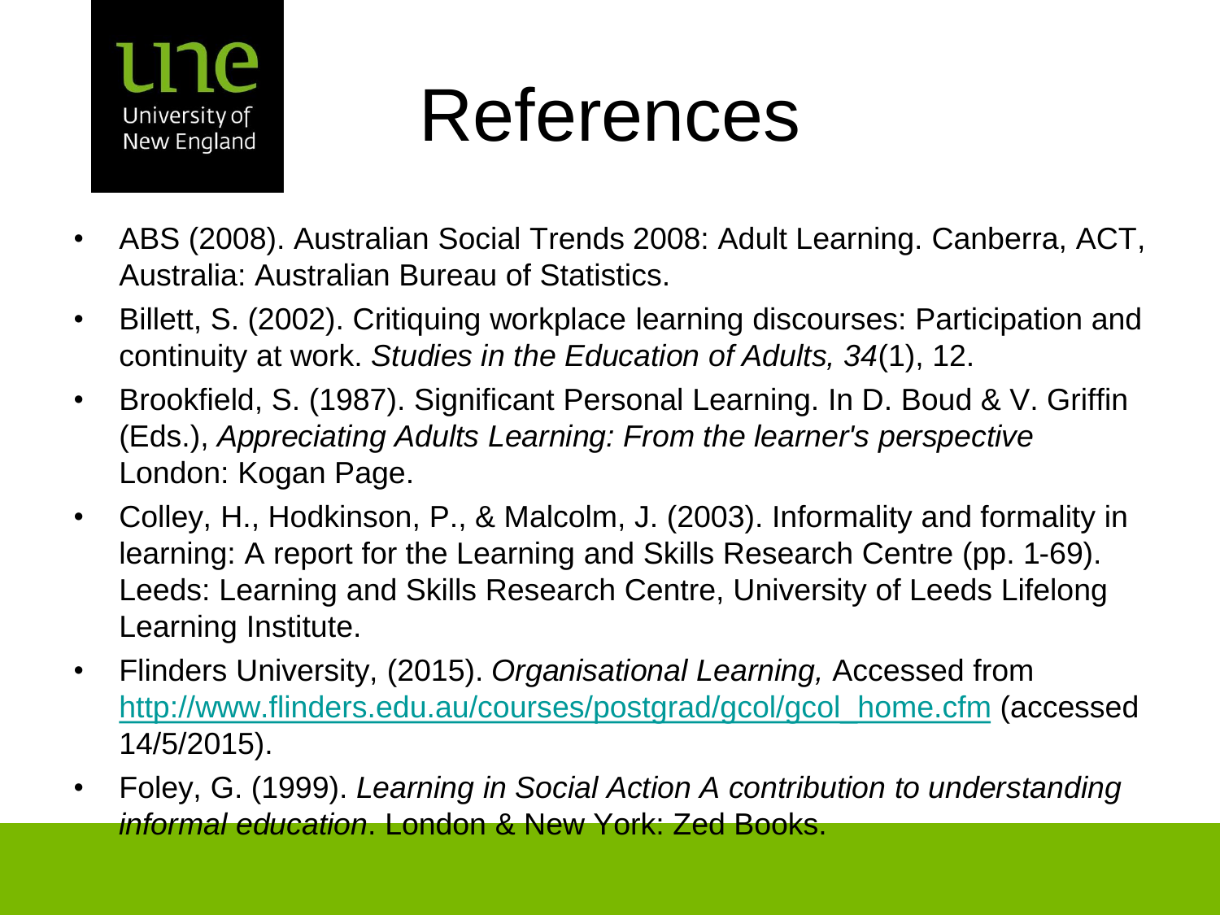# References

- ABS (2008). Australian Social Trends 2008: Adult Learning. Canberra, ACT, Australia: Australian Bureau of Statistics.
- Billett, S. (2002). Critiquing workplace learning discourses: Participation and continuity at work. *Studies in the Education of Adults, 34*(1), 12.
- Brookfield, S. (1987). Significant Personal Learning. In D. Boud & V. Griffin (Eds.), *Appreciating Adults Learning: From the learner's perspective* London: Kogan Page.
- Colley, H., Hodkinson, P., & Malcolm, J. (2003). Informality and formality in learning: A report for the Learning and Skills Research Centre (pp. 1-69). Leeds: Learning and Skills Research Centre, University of Leeds Lifelong Learning Institute.
- Flinders University, (2015). *Organisational Learning,* Accessed from [http://www.flinders.edu.au/courses/postgrad/gcol/gcol_home.cfm](http://www.flinders.edu.au/courses/postgrad/gcol/gcol_home.cfm) (accessed 14/5/2015).
- Foley, G. (1999). *Learning in Social Action A contribution to understanding informal education*. London & New York: Zed Books.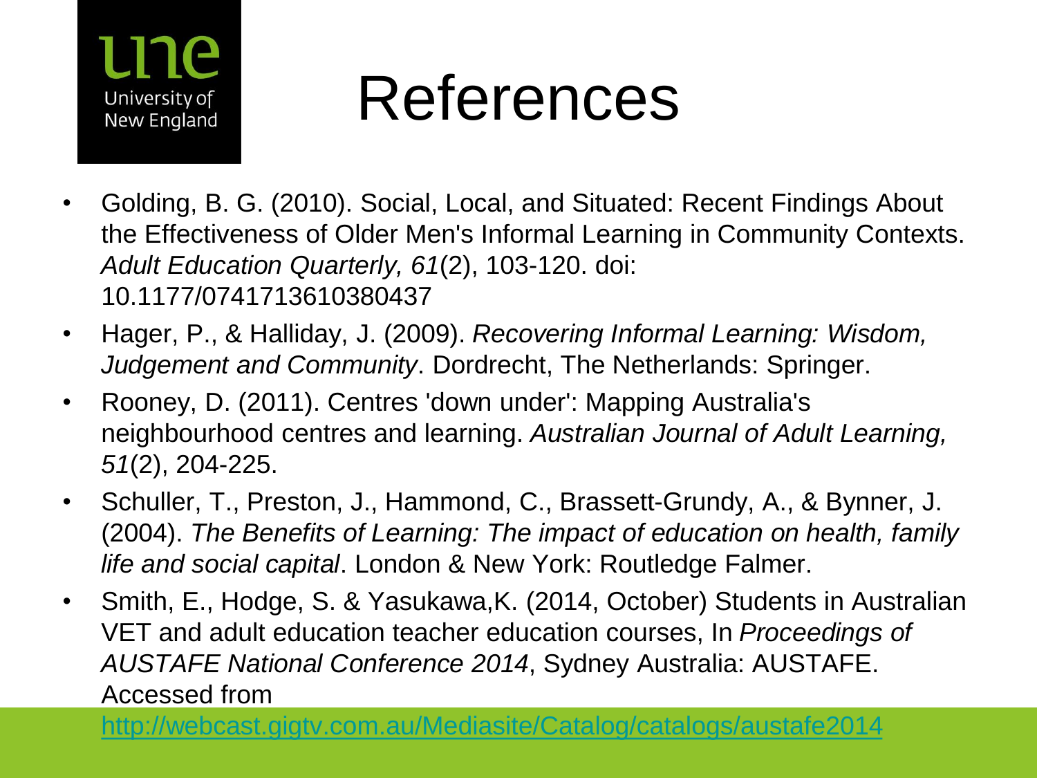# References

- Golding, B. G. (2010). Social, Local, and Situated: Recent Findings About the Effectiveness of Older Men's Informal Learning in Community Contexts. *Adult Education Quarterly, 61*(2), 103-120. doi: 10.1177/0741713610380437
- Hager, P., & Halliday, J. (2009). *Recovering Informal Learning: Wisdom, Judgement and Community*. Dordrecht, The Netherlands: Springer.
- Rooney, D. (2011). Centres 'down under': Mapping Australia's neighbourhood centres and learning. *Australian Journal of Adult Learning, 51*(2), 204-225.
- Schuller, T., Preston, J., Hammond, C., Brassett-Grundy, A., & Bynner, J. (2004). *The Benefits of Learning: The impact of education on health, family life and social capital*. London & New York: Routledge Falmer.
- Smith, E., Hodge, S. & Yasukawa,K. (2014, October) Students in Australian VET and adult education teacher education courses, In *Proceedings of AUSTAFE National Conference 2014*, Sydney Australia: AUSTAFE. Accessed from http://webcast.gigtv.com.au/Mediasite/Catalog/catalogs/austafe2014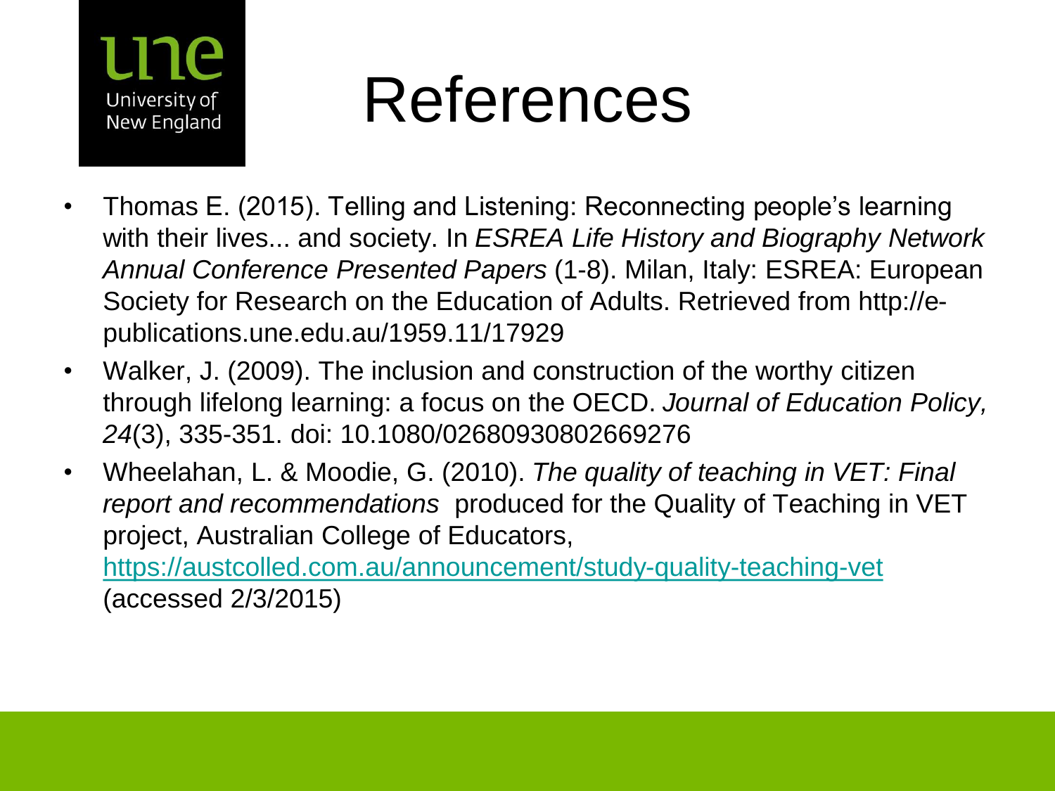# References

- Thomas E. (2015). Telling and Listening: Reconnecting people's learning with their lives... and society. In *ESREA Life History and Biography Network Annual Conference Presented Papers* (1-8). Milan, Italy: ESREA: European Society for Research on the Education of Adults. Retrieved from http://e-publications.une.edu.au/1959.11/17929
- Walker, J. (2009). The inclusion and construction of the worthy citizen through lifelong learning: a focus on the OECD. *Journal of Education Policy, 24*(3), 335-351. doi: 10.1080/02680930802669276
- Wheelahan, L. & Moodie, G. (2010). *The quality of teaching in VET: Final report and recommendations* produced for the Quality of Teaching in VET project, Australian College of Educators, https://austcolled.com.au/announcement/study-quality-teaching-vet (accessed 2/3/2015)